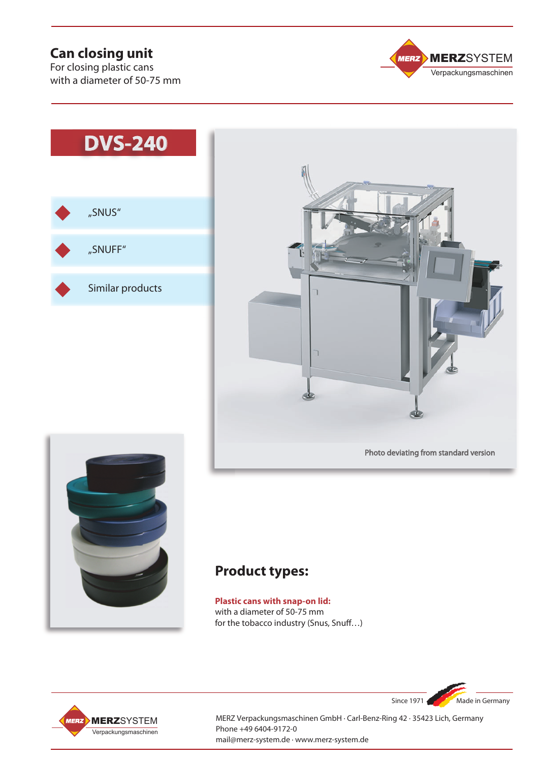# Can closing unit

For closing plastic cans
with a diameter of 50-75 mm

MERZSYSTEM
Verpackungsmaschinen

## DVS-240

- „SNUS“
- „SNUFF“
- Similar products

Photo deviating from standard version

## Product types:

**Plastic cans with snap-on lid:**
with a diameter of 50-75 mm
for the tobacco industry (Snus, Snuff…)

Since 1971 Made in Germany

MERZSYSTEM
Verpackungsmaschinen

MERZ Verpackungsmaschinen GmbH · Carl-Benz-Ring 42 · 35423 Lich, Germany
Phone +49 6404-9172-0
mail@merz-system.de · www.merz-system.de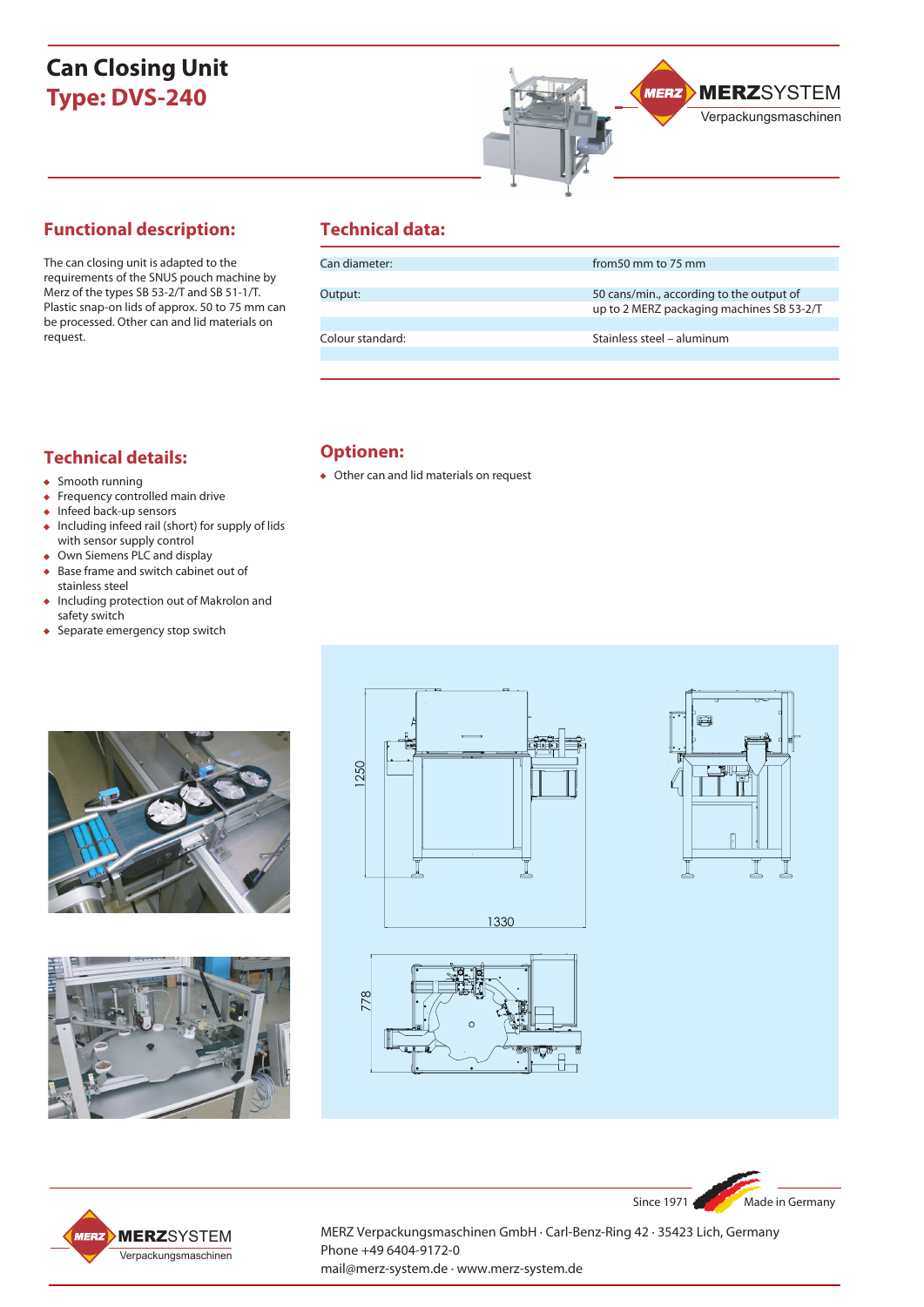# Can Closing Unit
## Type: DVS-240

MERZ MERZSYSTEM Verpackungsmaschinen

## Functional description:

The can closing unit is adapted to the requirements of the SNUS pouch machine by Merz of the types SB 53-2/T and SB 51-1/T. Plastic snap-on lids of approx. 50 to 75 mm can be processed. Other can and lid materials on request.

## Technical data:

| | |
|---|---|
| Can diameter: | from50 mm to 75 mm |
| Output: | 50 cans/min., according to the output of up to 2 MERZ packaging machines SB 53-2/T |
| Colour standard: | Stainless steel – aluminum |

## Technical details:

- Smooth running
- Frequency controlled main drive
- Infeed back-up sensors
- Including infeed rail (short) for supply of lids with sensor supply control
- Own Siemens PLC and display
- Base frame and switch cabinet out of stainless steel
- Including protection out of Makrolon and safety switch
- Separate emergency stop switch

## Optionen:

- Other can and lid materials on request

1250

1330

778

Since 1971 Made in Germany

MERZ MERZSYSTEM Verpackungsmaschinen

MERZ Verpackungsmaschinen GmbH · Carl-Benz-Ring 42 · 35423 Lich, Germany
Phone +49 6404-9172-0
mail@merz-system.de · www.merz-system.de